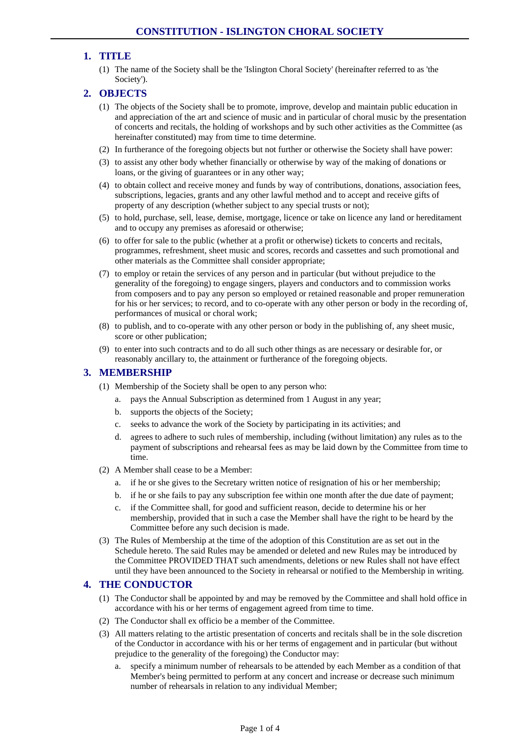# CONSTITUTION - ISLINGTON CHORAL SOCIETY

## 1. TITLE

(1) The name of the Society shall be the 'Islington Choral Society' (hereinafter referred to as 'the Society').

## 2. OBJECTS

(1) The objects of the Society shall be to promote, improve, develop and maintain public education in and appreciation of the art and science of music and in particular of choral music by the presentation of concerts and recitals, the holding of workshops and by such other activities as the Committee (as hereinafter constituted) may from time to time determine.

(2) In furtherance of the foregoing objects but not further or otherwise the Society shall have power:

(3) to assist any other body whether financially or otherwise by way of the making of donations or loans, or the giving of guarantees or in any other way;

(4) to obtain collect and receive money and funds by way of contributions, donations, association fees, subscriptions, legacies, grants and any other lawful method and to accept and receive gifts of property of any description (whether subject to any special trusts or not);

(5) to hold, purchase, sell, lease, demise, mortgage, licence or take on licence any land or hereditament and to occupy any premises as aforesaid or otherwise;

(6) to offer for sale to the public (whether at a profit or otherwise) tickets to concerts and recitals, programmes, refreshment, sheet music and scores, records and cassettes and such promotional and other materials as the Committee shall consider appropriate;

(7) to employ or retain the services of any person and in particular (but without prejudice to the generality of the foregoing) to engage singers, players and conductors and to commission works from composers and to pay any person so employed or retained reasonable and proper remuneration for his or her services; to record, and to co-operate with any other person or body in the recording of, performances of musical or choral work;

(8) to publish, and to co-operate with any other person or body in the publishing of, any sheet music, score or other publication;

(9) to enter into such contracts and to do all such other things as are necessary or desirable for, or reasonably ancillary to, the attainment or furtherance of the foregoing objects.

## 3. MEMBERSHIP

(1) Membership of the Society shall be open to any person who:

a. pays the Annual Subscription as determined from 1 August in any year;

b. supports the objects of the Society;

c. seeks to advance the work of the Society by participating in its activities; and

d. agrees to adhere to such rules of membership, including (without limitation) any rules as to the payment of subscriptions and rehearsal fees as may be laid down by the Committee from time to time.

(2) A Member shall cease to be a Member:

a. if he or she gives to the Secretary written notice of resignation of his or her membership;

b. if he or she fails to pay any subscription fee within one month after the due date of payment;

c. if the Committee shall, for good and sufficient reason, decide to determine his or her membership, provided that in such a case the Member shall have the right to be heard by the Committee before any such decision is made.

(3) The Rules of Membership at the time of the adoption of this Constitution are as set out in the Schedule hereto. The said Rules may be amended or deleted and new Rules may be introduced by the Committee PROVIDED THAT such amendments, deletions or new Rules shall not have effect until they have been announced to the Society in rehearsal or notified to the Membership in writing.

## 4. THE CONDUCTOR

(1) The Conductor shall be appointed by and may be removed by the Committee and shall hold office in accordance with his or her terms of engagement agreed from time to time.

(2) The Conductor shall ex officio be a member of the Committee.

(3) All matters relating to the artistic presentation of concerts and recitals shall be in the sole discretion of the Conductor in accordance with his or her terms of engagement and in particular (but without prejudice to the generality of the foregoing) the Conductor may:

a. specify a minimum number of rehearsals to be attended by each Member as a condition of that Member's being permitted to perform at any concert and increase or decrease such minimum number of rehearsals in relation to any individual Member;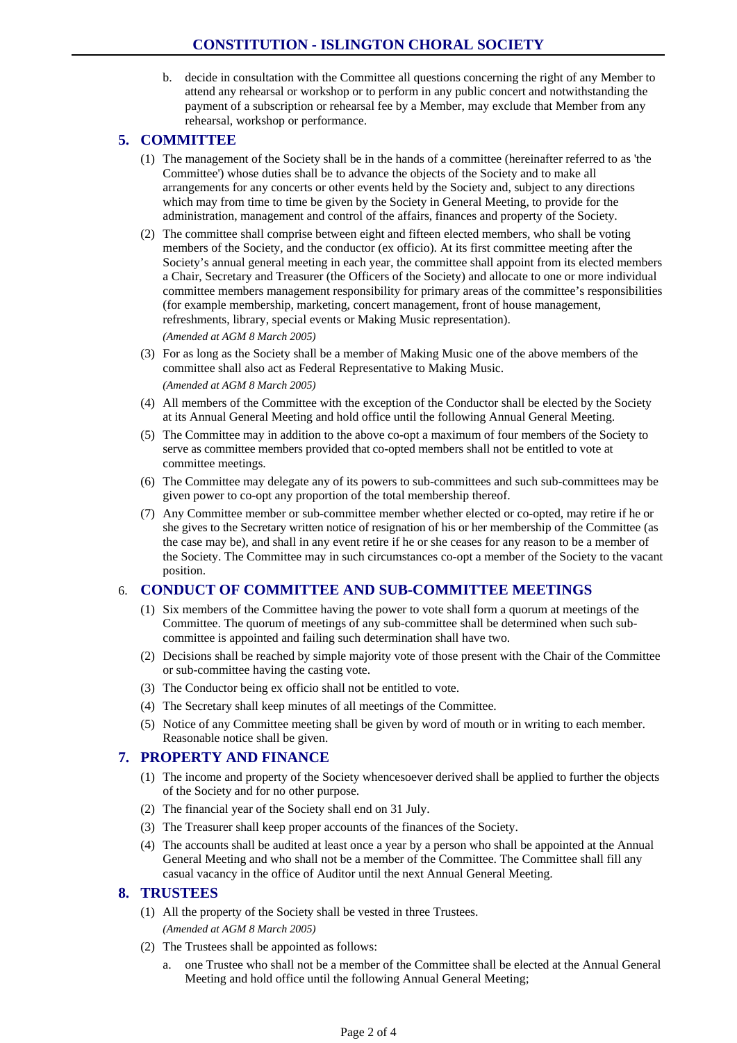b. decide in consultation with the Committee all questions concerning the right of any Member to attend any rehearsal or workshop or to perform in any public concert and notwithstanding the payment of a subscription or rehearsal fee by a Member, may exclude that Member from any rehearsal, workshop or performance.

## 5. COMMITTEE

(1) The management of the Society shall be in the hands of a committee (hereinafter referred to as 'the Committee') whose duties shall be to advance the objects of the Society and to make all arrangements for any concerts or other events held by the Society and, subject to any directions which may from time to time be given by the Society in General Meeting, to provide for the administration, management and control of the affairs, finances and property of the Society.

(2) The committee shall comprise between eight and fifteen elected members, who shall be voting members of the Society, and the conductor (ex officio). At its first committee meeting after the Society's annual general meeting in each year, the committee shall appoint from its elected members a Chair, Secretary and Treasurer (the Officers of the Society) and allocate to one or more individual committee members management responsibility for primary areas of the committee's responsibilities (for example membership, marketing, concert management, front of house management, refreshments, library, special events or Making Music representation).

*(Amended at AGM 8 March 2005)*

(3) For as long as the Society shall be a member of Making Music one of the above members of the committee shall also act as Federal Representative to Making Music.

*(Amended at AGM 8 March 2005)*

(4) All members of the Committee with the exception of the Conductor shall be elected by the Society at its Annual General Meeting and hold office until the following Annual General Meeting.

(5) The Committee may in addition to the above co-opt a maximum of four members of the Society to serve as committee members provided that co-opted members shall not be entitled to vote at committee meetings.

(6) The Committee may delegate any of its powers to sub-committees and such sub-committees may be given power to co-opt any proportion of the total membership thereof.

(7) Any Committee member or sub-committee member whether elected or co-opted, may retire if he or she gives to the Secretary written notice of resignation of his or her membership of the Committee (as the case may be), and shall in any event retire if he or she ceases for any reason to be a member of the Society. The Committee may in such circumstances co-opt a member of the Society to the vacant position.

## 6. CONDUCT OF COMMITTEE AND SUB-COMMITTEE MEETINGS

(1) Six members of the Committee having the power to vote shall form a quorum at meetings of the Committee. The quorum of meetings of any sub-committee shall be determined when such sub-committee is appointed and failing such determination shall have two.

(2) Decisions shall be reached by simple majority vote of those present with the Chair of the Committee or sub-committee having the casting vote.

(3) The Conductor being ex officio shall not be entitled to vote.

(4) The Secretary shall keep minutes of all meetings of the Committee.

(5) Notice of any Committee meeting shall be given by word of mouth or in writing to each member. Reasonable notice shall be given.

## 7. PROPERTY AND FINANCE

(1) The income and property of the Society whencesoever derived shall be applied to further the objects of the Society and for no other purpose.

(2) The financial year of the Society shall end on 31 July.

(3) The Treasurer shall keep proper accounts of the finances of the Society.

(4) The accounts shall be audited at least once a year by a person who shall be appointed at the Annual General Meeting and who shall not be a member of the Committee. The Committee shall fill any casual vacancy in the office of Auditor until the next Annual General Meeting.

## 8. TRUSTEES

(1) All the property of the Society shall be vested in three Trustees.

*(Amended at AGM 8 March 2005)*

(2) The Trustees shall be appointed as follows:

a. one Trustee who shall not be a member of the Committee shall be elected at the Annual General Meeting and hold office until the following Annual General Meeting;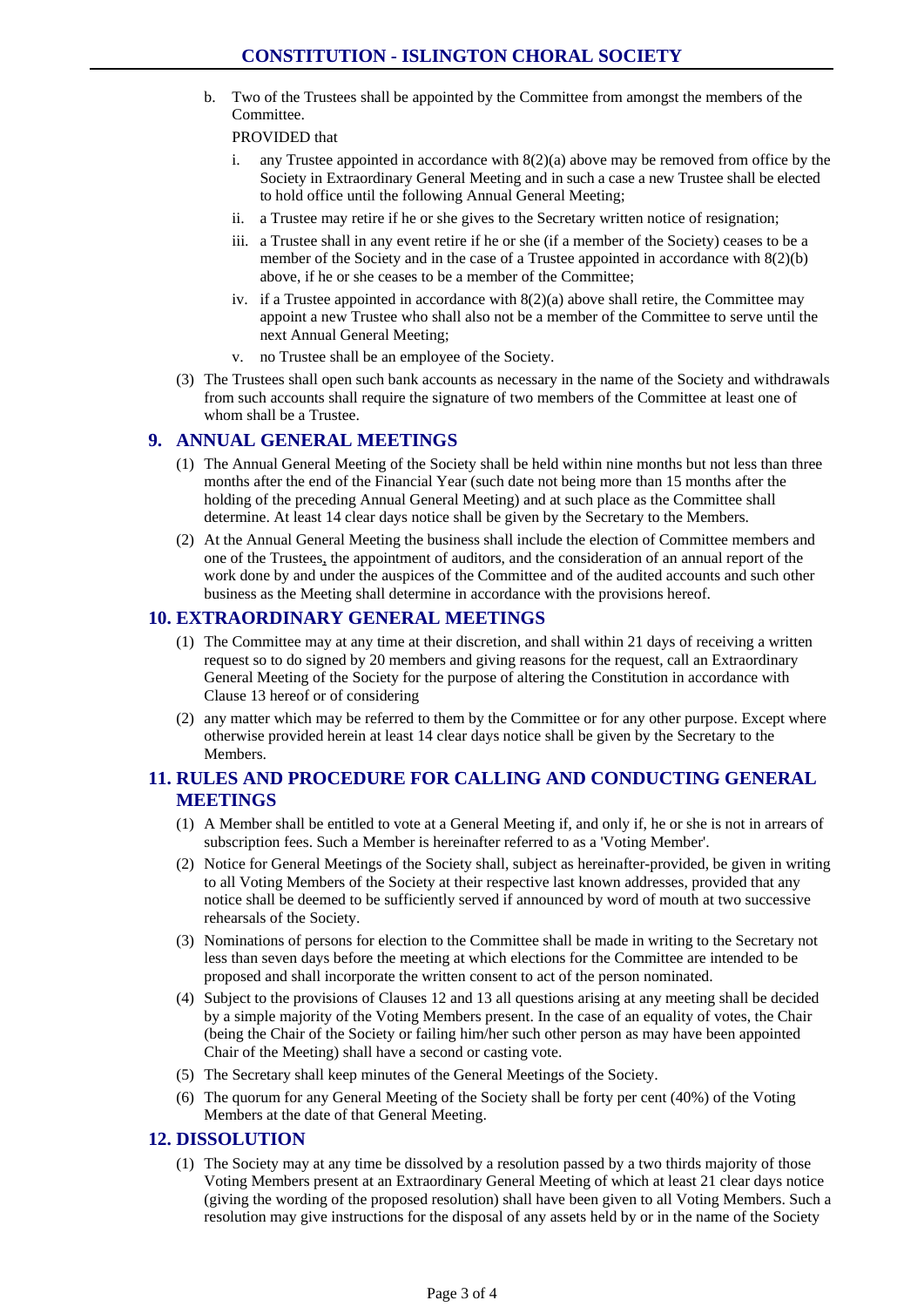b. Two of the Trustees shall be appointed by the Committee from amongst the members of the Committee.

PROVIDED that

i. any Trustee appointed in accordance with 8(2)(a) above may be removed from office by the Society in Extraordinary General Meeting and in such a case a new Trustee shall be elected to hold office until the following Annual General Meeting;

ii. a Trustee may retire if he or she gives to the Secretary written notice of resignation;

iii. a Trustee shall in any event retire if he or she (if a member of the Society) ceases to be a member of the Society and in the case of a Trustee appointed in accordance with 8(2)(b) above, if he or she ceases to be a member of the Committee;

iv. if a Trustee appointed in accordance with 8(2)(a) above shall retire, the Committee may appoint a new Trustee who shall also not be a member of the Committee to serve until the next Annual General Meeting;

v. no Trustee shall be an employee of the Society.

(3) The Trustees shall open such bank accounts as necessary in the name of the Society and withdrawals from such accounts shall require the signature of two members of the Committee at least one of whom shall be a Trustee.

## 9. ANNUAL GENERAL MEETINGS

(1) The Annual General Meeting of the Society shall be held within nine months but not less than three months after the end of the Financial Year (such date not being more than 15 months after the holding of the preceding Annual General Meeting) and at such place as the Committee shall determine. At least 14 clear days notice shall be given by the Secretary to the Members.

(2) At the Annual General Meeting the business shall include the election of Committee members and one of the Trustees, the appointment of auditors, and the consideration of an annual report of the work done by and under the auspices of the Committee and of the audited accounts and such other business as the Meeting shall determine in accordance with the provisions hereof.

## 10. EXTRAORDINARY GENERAL MEETINGS

(1) The Committee may at any time at their discretion, and shall within 21 days of receiving a written request so to do signed by 20 members and giving reasons for the request, call an Extraordinary General Meeting of the Society for the purpose of altering the Constitution in accordance with Clause 13 hereof or of considering

(2) any matter which may be referred to them by the Committee or for any other purpose. Except where otherwise provided herein at least 14 clear days notice shall be given by the Secretary to the Members.

## 11. RULES AND PROCEDURE FOR CALLING AND CONDUCTING GENERAL MEETINGS

(1) A Member shall be entitled to vote at a General Meeting if, and only if, he or she is not in arrears of subscription fees. Such a Member is hereinafter referred to as a 'Voting Member'.

(2) Notice for General Meetings of the Society shall, subject as hereinafter-provided, be given in writing to all Voting Members of the Society at their respective last known addresses, provided that any notice shall be deemed to be sufficiently served if announced by word of mouth at two successive rehearsals of the Society.

(3) Nominations of persons for election to the Committee shall be made in writing to the Secretary not less than seven days before the meeting at which elections for the Committee are intended to be proposed and shall incorporate the written consent to act of the person nominated.

(4) Subject to the provisions of Clauses 12 and 13 all questions arising at any meeting shall be decided by a simple majority of the Voting Members present. In the case of an equality of votes, the Chair (being the Chair of the Society or failing him/her such other person as may have been appointed Chair of the Meeting) shall have a second or casting vote.

(5) The Secretary shall keep minutes of the General Meetings of the Society.

(6) The quorum for any General Meeting of the Society shall be forty per cent (40%) of the Voting Members at the date of that General Meeting.

## 12. DISSOLUTION

(1) The Society may at any time be dissolved by a resolution passed by a two thirds majority of those Voting Members present at an Extraordinary General Meeting of which at least 21 clear days notice (giving the wording of the proposed resolution) shall have been given to all Voting Members. Such a resolution may give instructions for the disposal of any assets held by or in the name of the Society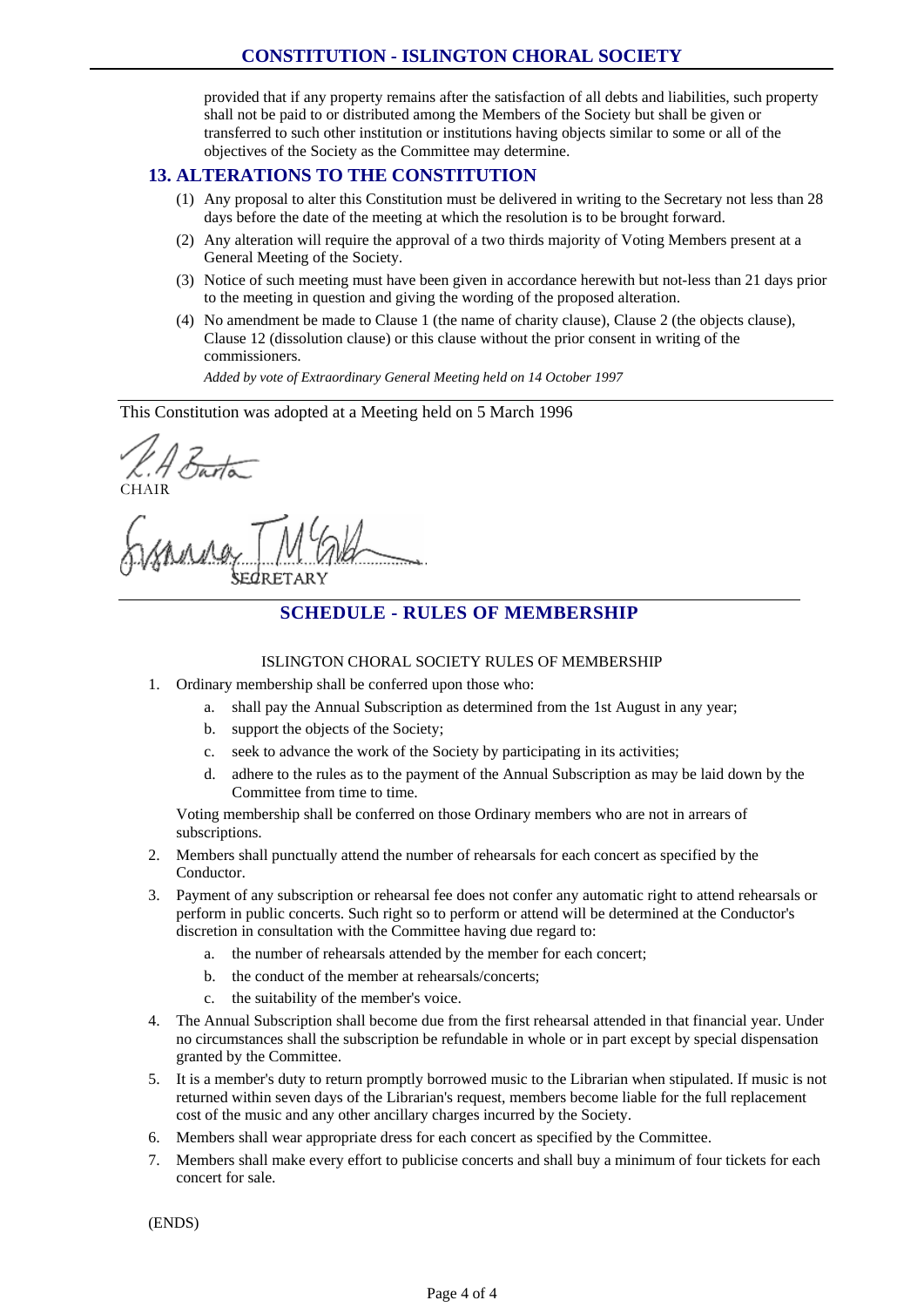provided that if any property remains after the satisfaction of all debts and liabilities, such property shall not be paid to or distributed among the Members of the Society but shall be given or transferred to such other institution or institutions having objects similar to some or all of the objectives of the Society as the Committee may determine.

## 13. ALTERATIONS TO THE CONSTITUTION

(1) Any proposal to alter this Constitution must be delivered in writing to the Secretary not less than 28 days before the date of the meeting at which the resolution is to be brought forward.

(2) Any alteration will require the approval of a two thirds majority of Voting Members present at a General Meeting of the Society.

(3) Notice of such meeting must have been given in accordance herewith but not-less than 21 days prior to the meeting in question and giving the wording of the proposed alteration.

(4) No amendment be made to Clause 1 (the name of charity clause), Clause 2 (the objects clause), Clause 12 (dissolution clause) or this clause without the prior consent in writing of the commissioners.

*Added by vote of Extraordinary General Meeting held on 14 October 1997*

---

This Constitution was adopted at a Meeting held on 5 March 1996

CHAIR

SECRETARY

---

## SCHEDULE - RULES OF MEMBERSHIP

ISLINGTON CHORAL SOCIETY RULES OF MEMBERSHIP

1. Ordinary membership shall be conferred upon those who:
   a. shall pay the Annual Subscription as determined from the 1st August in any year;
   b. support the objects of the Society;
   c. seek to advance the work of the Society by participating in its activities;
   d. adhere to the rules as to the payment of the Annual Subscription as may be laid down by the Committee from time to time.

   Voting membership shall be conferred on those Ordinary members who are not in arrears of subscriptions.

2. Members shall punctually attend the number of rehearsals for each concert as specified by the Conductor.

3. Payment of any subscription or rehearsal fee does not confer any automatic right to attend rehearsals or perform in public concerts. Such right so to perform or attend will be determined at the Conductor's discretion in consultation with the Committee having due regard to:
   a. the number of rehearsals attended by the member for each concert;
   b. the conduct of the member at rehearsals/concerts;
   c. the suitability of the member's voice.

4. The Annual Subscription shall become due from the first rehearsal attended in that financial year. Under no circumstances shall the subscription be refundable in whole or in part except by special dispensation granted by the Committee.

5. It is a member's duty to return promptly borrowed music to the Librarian when stipulated. If music is not returned within seven days of the Librarian's request, members become liable for the full replacement cost of the music and any other ancillary charges incurred by the Society.

6. Members shall wear appropriate dress for each concert as specified by the Committee.

7. Members shall make every effort to publicise concerts and shall buy a minimum of four tickets for each concert for sale.

(ENDS)